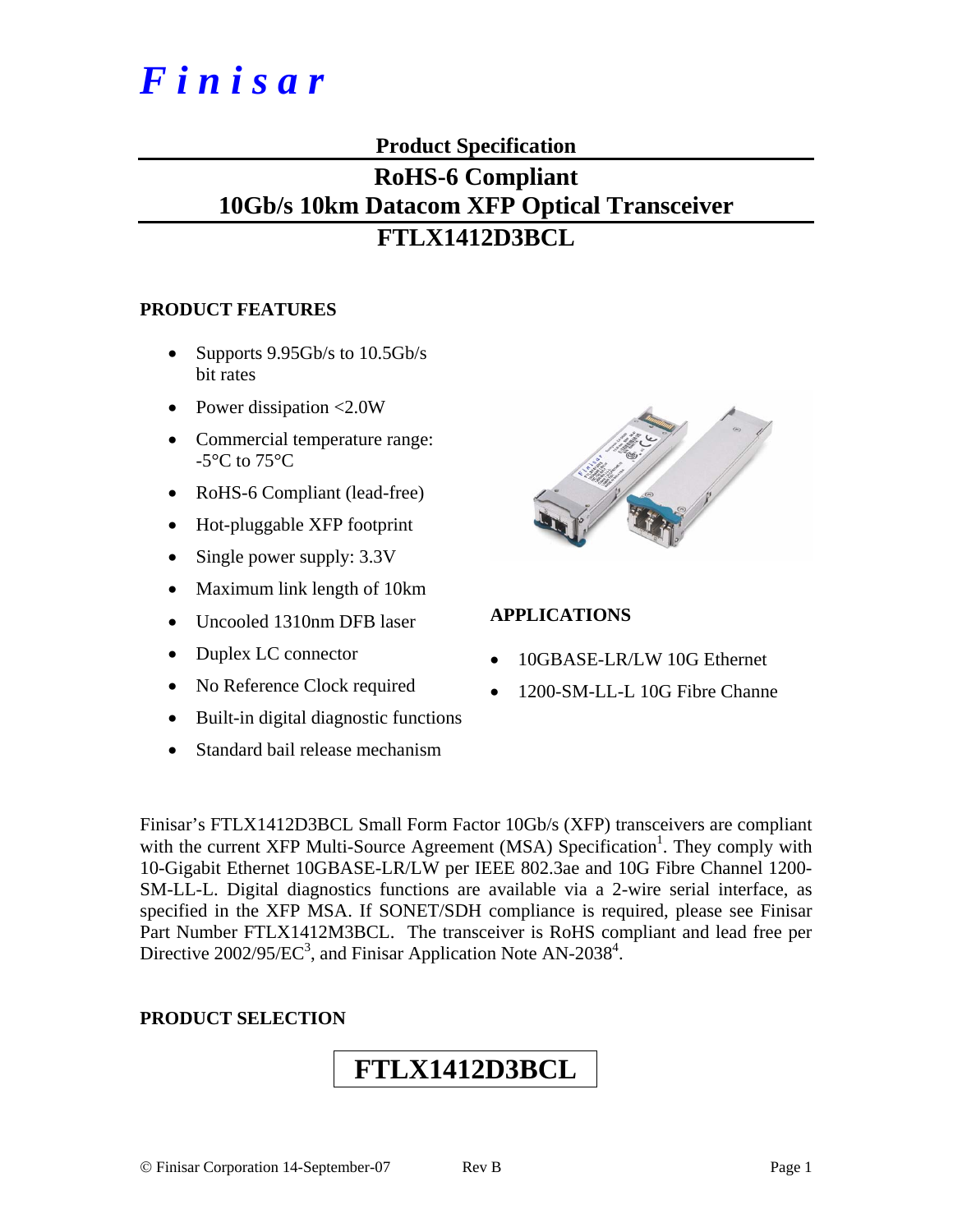# *Finisar*

## Product Specification

## RoHS-6 Compliant 10Gb/s 10km Datacom XFP Optical Transceiver

## FTLX1412D3BCL

### PRODUCT FEATURES

- Supports 9.95Gb/s to 10.5Gb/s bit rates
- Power dissipation <2.0W
- Commercial temperature range: -5°C to 75°C
- RoHS-6 Compliant (lead-free)
- Hot-pluggable XFP footprint
- Single power supply: 3.3V
- Maximum link length of 10km
- Uncooled 1310nm DFB laser
- Duplex LC connector
- No Reference Clock required
- Built-in digital diagnostic functions
- Standard bail release mechanism

### APPLICATIONS

- 10GBASE-LR/LW 10G Ethernet
- 1200-SM-LL-L 10G Fibre Channe

Finisar's FTLX1412D3BCL Small Form Factor 10Gb/s (XFP) transceivers are compliant with the current XFP Multi-Source Agreement (MSA) Specification[1]. They comply with 10-Gigabit Ethernet 10GBASE-LR/LW per IEEE 802.3ae and 10G Fibre Channel 1200-SM-LL-L. Digital diagnostics functions are available via a 2-wire serial interface, as specified in the XFP MSA. If SONET/SDH compliance is required, please see Finisar Part Number FTLX1412M3BCL. The transceiver is RoHS compliant and lead free per Directive 2002/95/EC[3], and Finisar Application Note AN-2038[4].

### PRODUCT SELECTION

**FTLX1412D3BCL**

© Finisar Corporation 14-September-07 Rev B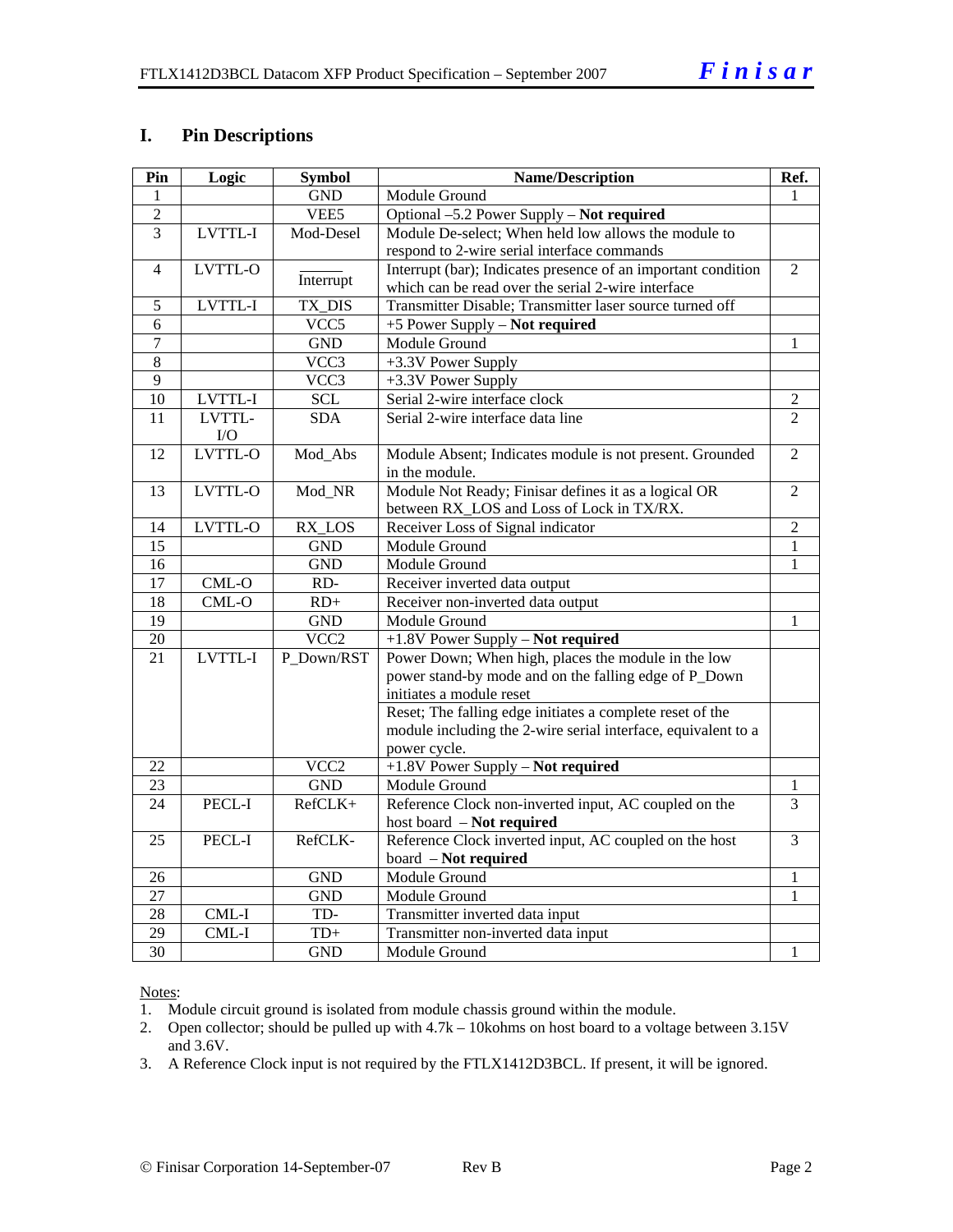## I. Pin Descriptions

| Pin | Logic | Symbol | Name/Description | Ref. |
|---|---|---|---|---|
| 1 | | GND | Module Ground | 1 |
| 2 | | VEE5 | Optional –5.2 Power Supply – **Not required** | |
| 3 | LVTTL-I | Mod-Desel | Module De-select; When held low allows the module to respond to 2-wire serial interface commands | |
| 4 | LVTTL-O | $\overline{\text{Interrupt}}$ | Interrupt (bar); Indicates presence of an important condition which can be read over the serial 2-wire interface | 2 |
| 5 | LVTTL-I | TX_DIS | Transmitter Disable; Transmitter laser source turned off | |
| 6 | | VCC5 | +5 Power Supply – **Not required** | |
| 7 | | GND | Module Ground | 1 |
| 8 | | VCC3 | +3.3V Power Supply | |
| 9 | | VCC3 | +3.3V Power Supply | |
| 10 | LVTTL-I | SCL | Serial 2-wire interface clock | 2 |
| 11 | LVTTL-I/O | SDA | Serial 2-wire interface data line | 2 |
| 12 | LVTTL-O | Mod_Abs | Module Absent; Indicates module is not present. Grounded in the module. | 2 |
| 13 | LVTTL-O | Mod_NR | Module Not Ready; Finisar defines it as a logical OR between RX_LOS and Loss of Lock in TX/RX. | 2 |
| 14 | LVTTL-O | RX_LOS | Receiver Loss of Signal indicator | 2 |
| 15 | | GND | Module Ground | 1 |
| 16 | | GND | Module Ground | 1 |
| 17 | CML-O | RD- | Receiver inverted data output | |
| 18 | CML-O | RD+ | Receiver non-inverted data output | |
| 19 | | GND | Module Ground | 1 |
| 20 | | VCC2 | +1.8V Power Supply – **Not required** | |
| 21 | LVTTL-I | P_Down/RST | Power Down; When high, places the module in the low power stand-by mode and on the falling edge of P_Down initiates a module reset | |
| | | | Reset; The falling edge initiates a complete reset of the module including the 2-wire serial interface, equivalent to a power cycle. | |
| 22 | | VCC2 | +1.8V Power Supply – **Not required** | |
| 23 | | GND | Module Ground | 1 |
| 24 | PECL-I | RefCLK+ | Reference Clock non-inverted input, AC coupled on the host board – **Not required** | 3 |
| 25 | PECL-I | RefCLK- | Reference Clock inverted input, AC coupled on the host board – **Not required** | 3 |
| 26 | | GND | Module Ground | 1 |
| 27 | | GND | Module Ground | 1 |
| 28 | CML-I | TD- | Transmitter inverted data input | |
| 29 | CML-I | TD+ | Transmitter non-inverted data input | |
| 30 | | GND | Module Ground | 1 |

Notes:
1. Module circuit ground is isolated from module chassis ground within the module.
2. Open collector; should be pulled up with 4.7k – 10kohms on host board to a voltage between 3.15V and 3.6V.
3. A Reference Clock input is not required by the FTLX1412D3BCL. If present, it will be ignored.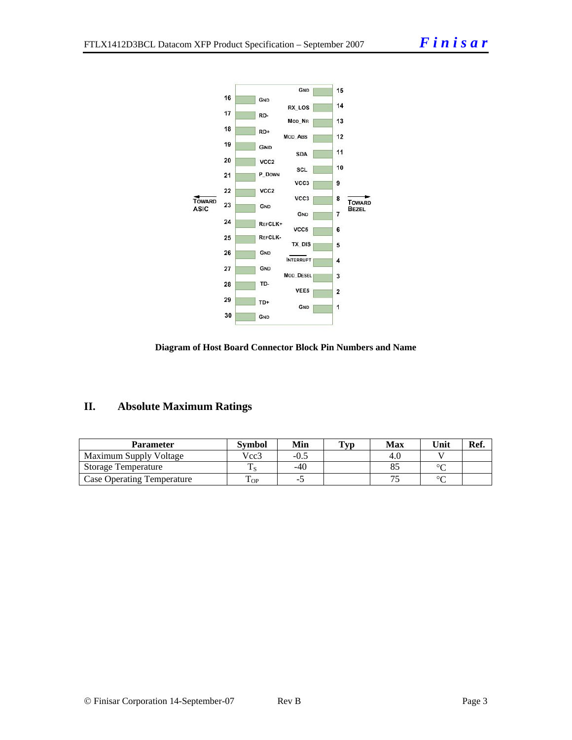| Pin | Name | | Pin | Name |
|---|---|---|---|---|
| 16 | GND | | 15 | GND |
| 17 | RD- | | 14 | RX_LOS |
| 18 | RD+ | | 13 | MOD_NR |
| 19 | GND | | 12 | MOD_ABS |
| 20 | VCC2 | | 11 | SDA |
| 21 | P_DOWN | | 10 | SCL |
| 22 | VCC2 | | 9 | VCC3 |
| 23 | GND | | 8 | VCC3 |
| 24 | REFCLK+ | | 7 | GND |
| 25 | REFCLK- | | 6 | VCC5 |
| 26 | GND | | 5 | TX_DIS |
| 27 | GND | | 4 | INTERRUPT |
| 28 | TD- | | 3 | MOD_DESEL |
| 29 | TD+ | | 2 | VEE5 |
| 30 | GND | | 1 | GND |

TOWARD ASIC ← → TOWARD BEZEL

**Diagram of Host Board Connector Block Pin Numbers and Name**

## II. Absolute Maximum Ratings

| Parameter | Symbol | Min | Typ | Max | Unit | Ref. |
|---|---|---|---|---|---|---|
| Maximum Supply Voltage | Vcc3 | -0.5 | | 4.0 | V | |
| Storage Temperature | $T_S$ | -40 | | 85 | °C | |
| Case Operating Temperature | $T_{OP}$ | -5 | | 75 | °C | |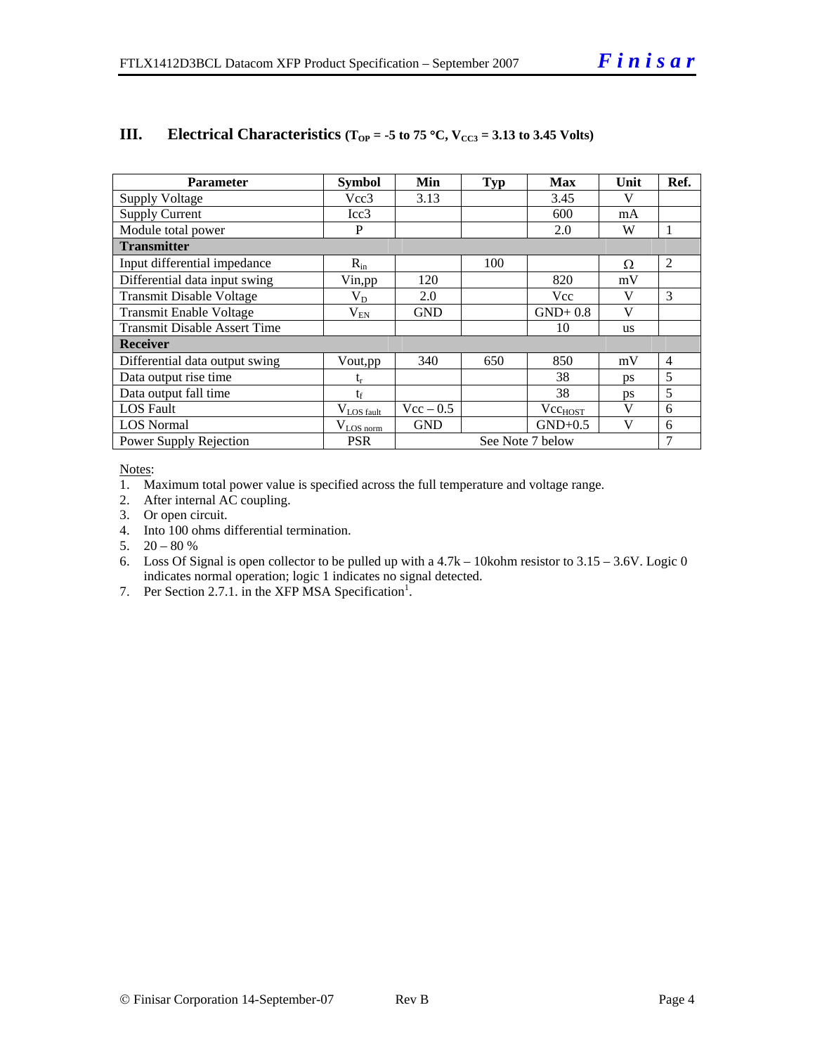## III. Electrical Characteristics ($T_{OP}$ = -5 to 75 °C, $V_{CC3}$ = 3.13 to 3.45 Volts)

| Parameter | Symbol | Min | Typ | Max | Unit | Ref. |
|---|---|---|---|---|---|---|
| Supply Voltage | Vcc3 | 3.13 | | 3.45 | V | |
| Supply Current | Icc3 | | | 600 | mA | |
| Module total power | P | | | 2.0 | W | 1 |
| **Transmitter** | | | | | | |
| Input differential impedance | $R_{in}$ | | 100 | | Ω | 2 |
| Differential data input swing | Vin,pp | 120 | | 820 | mV | |
| Transmit Disable Voltage | $V_D$ | 2.0 | | Vcc | V | 3 |
| Transmit Enable Voltage | $V_{EN}$ | GND | | GND+ 0.8 | V | |
| Transmit Disable Assert Time | | | | 10 | us | |
| **Receiver** | | | | | | |
| Differential data output swing | Vout,pp | 340 | 650 | 850 | mV | 4 |
| Data output rise time | $t_r$ | | | 38 | ps | 5 |
| Data output fall time | $t_f$ | | | 38 | ps | 5 |
| LOS Fault | $V_{LOS\ fault}$ | Vcc – 0.5 | | $Vcc_{HOST}$ | V | 6 |
| LOS Normal | $V_{LOS\ norm}$ | GND | | GND+0.5 | V | 6 |
| Power Supply Rejection | PSR | See Note 7 below | | | | 7 |

Notes:

1. Maximum total power value is specified across the full temperature and voltage range.
2. After internal AC coupling.
3. Or open circuit.
4. Into 100 ohms differential termination.
5. 20 – 80 %
6. Loss Of Signal is open collector to be pulled up with a 4.7k – 10kohm resistor to 3.15 – 3.6V. Logic 0 indicates normal operation; logic 1 indicates no signal detected.
7. Per Section 2.7.1. in the XFP MSA Specification[1].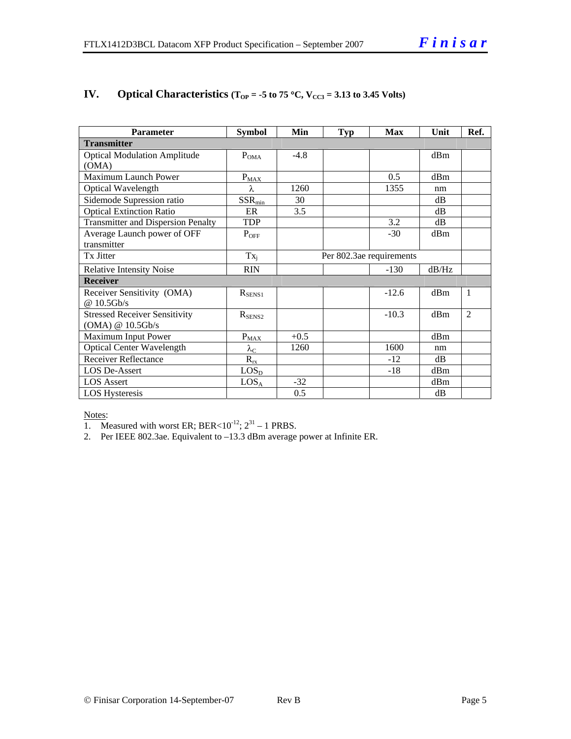## IV. Optical Characteristics ($T_{OP}$ = -5 to 75 °C, $V_{CC3}$ = 3.13 to 3.45 Volts)

| Parameter | Symbol | Min | Typ | Max | Unit | Ref. |
|---|---|---|---|---|---|---|
| **Transmitter** | | | | | | |
| Optical Modulation Amplitude (OMA) | $P_{OMA}$ | -4.8 | | | dBm | |
| Maximum Launch Power | $P_{MAX}$ | | | 0.5 | dBm | |
| Optical Wavelength | $\lambda$ | 1260 | | 1355 | nm | |
| Sidemode Supression ratio | $SSR_{min}$ | 30 | | | dB | |
| Optical Extinction Ratio | ER | 3.5 | | | dB | |
| Transmitter and Dispersion Penalty | TDP | | | 3.2 | dB | |
| Average Launch power of OFF transmitter | $P_{OFF}$ | | | -30 | dBm | |
| Tx Jitter | $Tx_j$ | Per 802.3ae requirements | | | | |
| Relative Intensity Noise | RIN | | | -130 | dB/Hz | |
| **Receiver** | | | | | | |
| Receiver Sensitivity (OMA) @ 10.5Gb/s | $R_{SENS1}$ | | | -12.6 | dBm | 1 |
| Stressed Receiver Sensitivity (OMA) @ 10.5Gb/s | $R_{SENS2}$ | | | -10.3 | dBm | 2 |
| Maximum Input Power | $P_{MAX}$ | +0.5 | | | dBm | |
| Optical Center Wavelength | $\lambda_C$ | 1260 | | 1600 | nm | |
| Receiver Reflectance | $R_{rx}$ | | | -12 | dB | |
| LOS De-Assert | $LOS_D$ | | | -18 | dBm | |
| LOS Assert | $LOS_A$ | -32 | | | dBm | |
| LOS Hysteresis | | 0.5 | | | dB | |

Notes:
1. Measured with worst ER; BER<$10^{-12}$; $2^{31} – 1$ PRBS.
2. Per IEEE 802.3ae. Equivalent to –13.3 dBm average power at Infinite ER.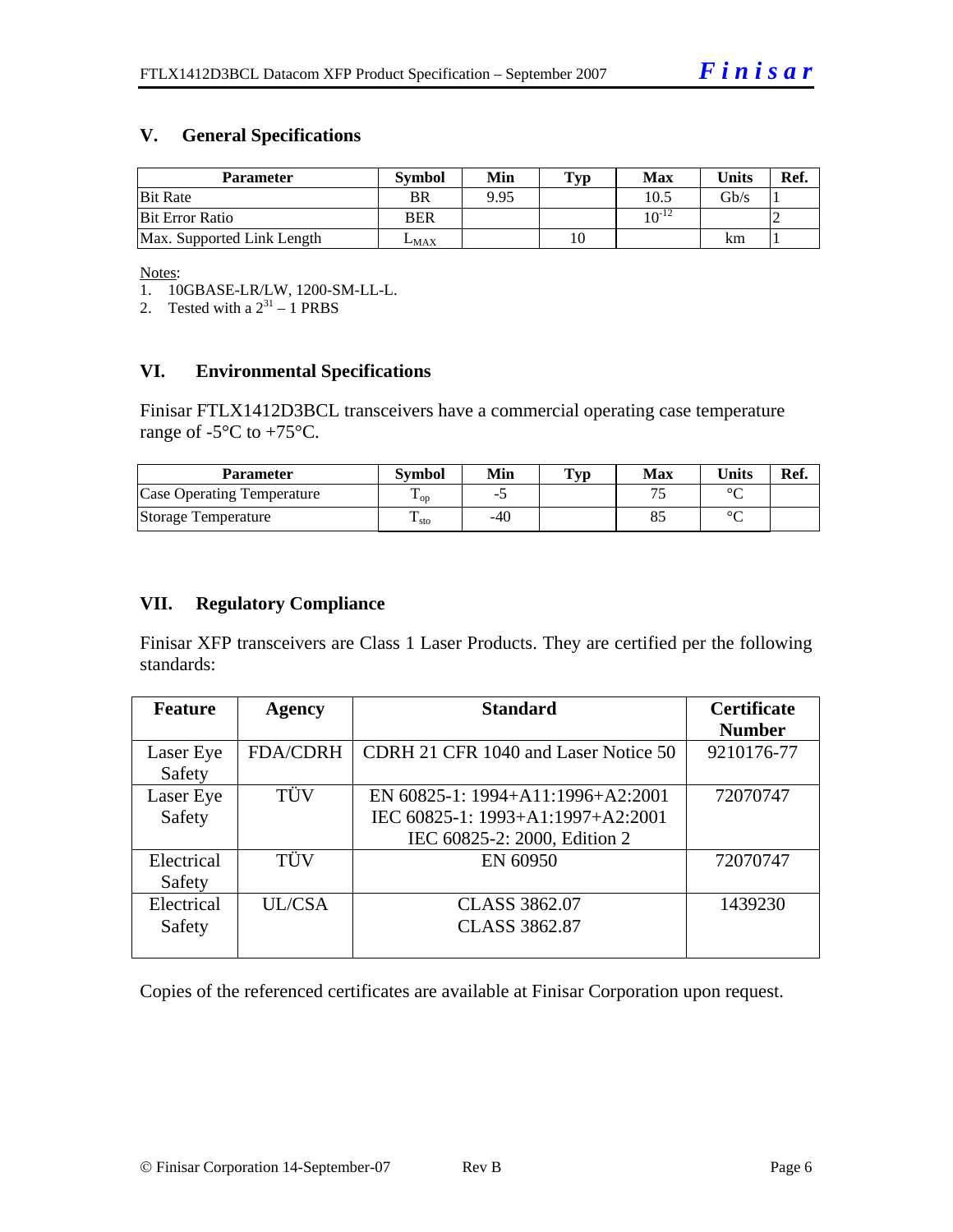## V. General Specifications

| Parameter | Symbol | Min | Typ | Max | Units | Ref. |
|---|---|---|---|---|---|---|
| Bit Rate | BR | 9.95 | | 10.5 | Gb/s | 1 |
| Bit Error Ratio | BER | | | $10^{-12}$ | | 2 |
| Max. Supported Link Length | $L_{MAX}$ | | 10 | | km | 1 |

Notes:

1. 10GBASE-LR/LW, 1200-SM-LL-L.
2. Tested with a $2^{31} - 1$ PRBS

## VI. Environmental Specifications

Finisar FTLX1412D3BCL transceivers have a commercial operating case temperature range of -5°C to +75°C.

| Parameter | Symbol | Min | Typ | Max | Units | Ref. |
|---|---|---|---|---|---|---|
| Case Operating Temperature | $T_{op}$ | -5 | | 75 | °C | |
| Storage Temperature | $T_{sto}$ | -40 | | 85 | °C | |

## VII. Regulatory Compliance

Finisar XFP transceivers are Class 1 Laser Products. They are certified per the following standards:

| Feature | Agency | Standard | Certificate Number |
|---|---|---|---|
| Laser Eye Safety | FDA/CDRH | CDRH 21 CFR 1040 and Laser Notice 50 | 9210176-77 |
| Laser Eye Safety | TÜV | EN 60825-1: 1994+A11:1996+A2:2001<br>IEC 60825-1: 1993+A1:1997+A2:2001<br>IEC 60825-2: 2000, Edition 2 | 72070747 |
| Electrical Safety | TÜV | EN 60950 | 72070747 |
| Electrical Safety | UL/CSA | CLASS 3862.07<br>CLASS 3862.87 | 1439230 |

Copies of the referenced certificates are available at Finisar Corporation upon request.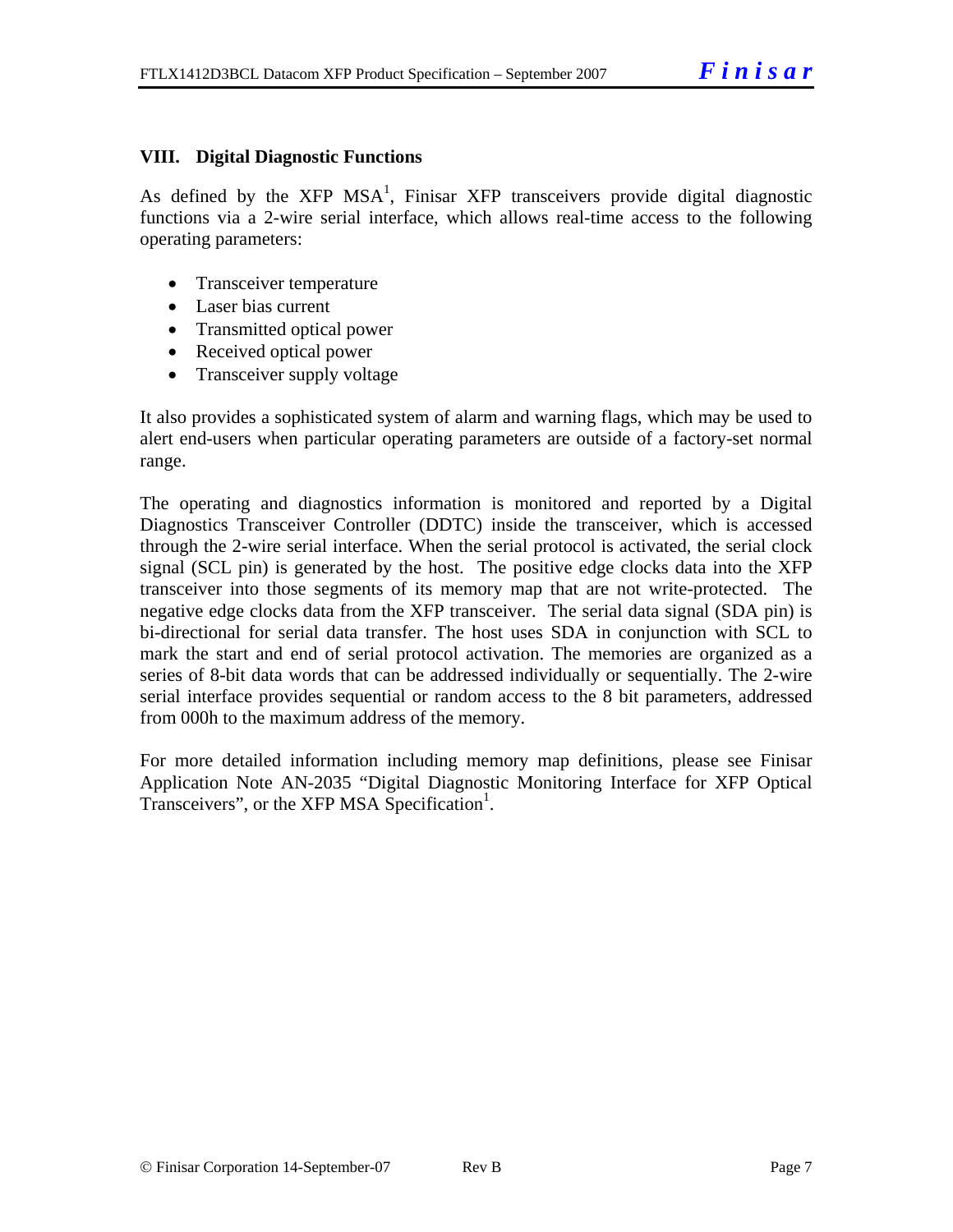## VIII. Digital Diagnostic Functions

As defined by the XFP MSA[1], Finisar XFP transceivers provide digital diagnostic functions via a 2-wire serial interface, which allows real-time access to the following operating parameters:

- Transceiver temperature
- Laser bias current
- Transmitted optical power
- Received optical power
- Transceiver supply voltage

It also provides a sophisticated system of alarm and warning flags, which may be used to alert end-users when particular operating parameters are outside of a factory-set normal range.

The operating and diagnostics information is monitored and reported by a Digital Diagnostics Transceiver Controller (DDTC) inside the transceiver, which is accessed through the 2-wire serial interface. When the serial protocol is activated, the serial clock signal (SCL pin) is generated by the host. The positive edge clocks data into the XFP transceiver into those segments of its memory map that are not write-protected. The negative edge clocks data from the XFP transceiver. The serial data signal (SDA pin) is bi-directional for serial data transfer. The host uses SDA in conjunction with SCL to mark the start and end of serial protocol activation. The memories are organized as a series of 8-bit data words that can be addressed individually or sequentially. The 2-wire serial interface provides sequential or random access to the 8 bit parameters, addressed from 000h to the maximum address of the memory.

For more detailed information including memory map definitions, please see Finisar Application Note AN-2035 "Digital Diagnostic Monitoring Interface for XFP Optical Transceivers", or the XFP MSA Specification[1].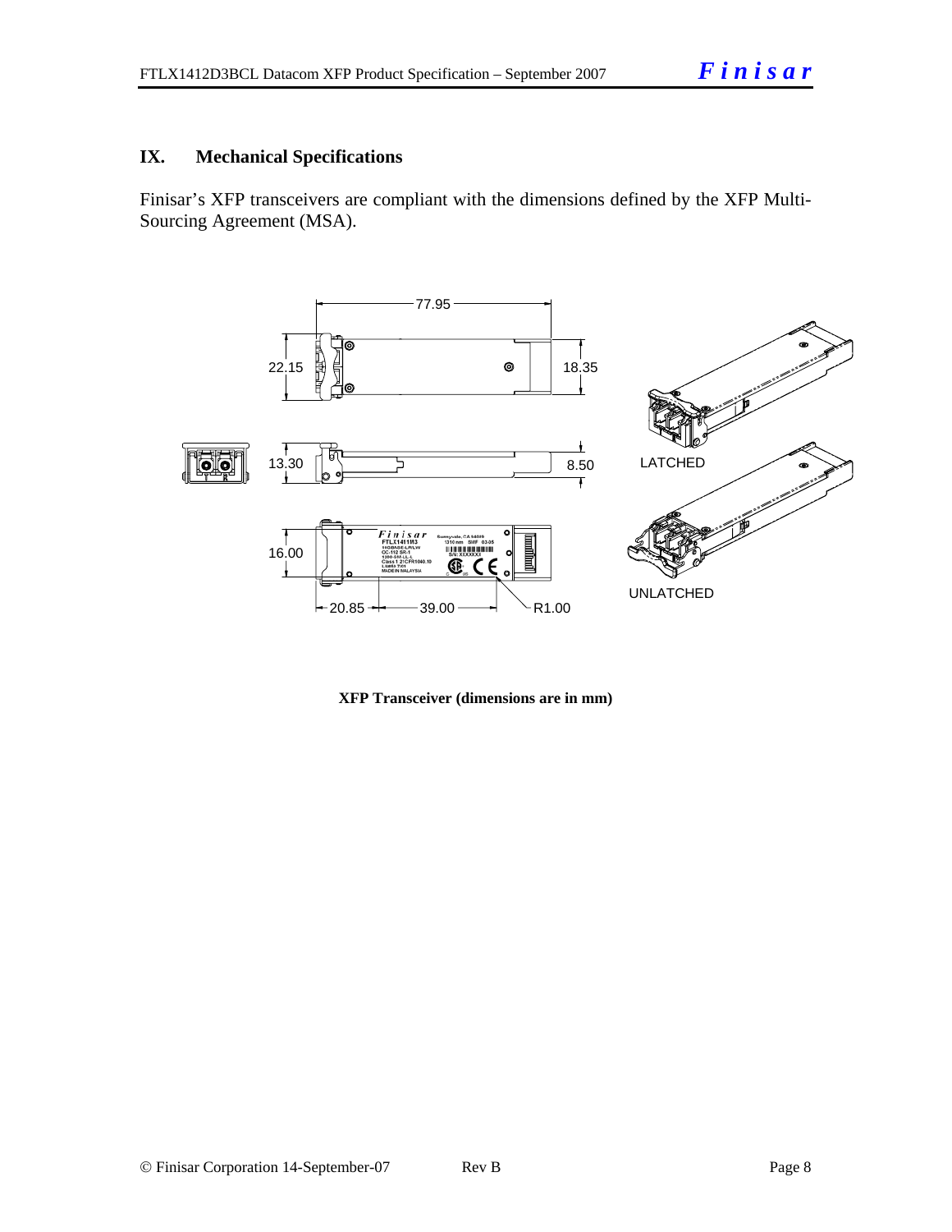## IX. Mechanical Specifications

Finisar's XFP transceivers are compliant with the dimensions defined by the XFP Multi-Sourcing Agreement (MSA).

**XFP Transceiver (dimensions are in mm)**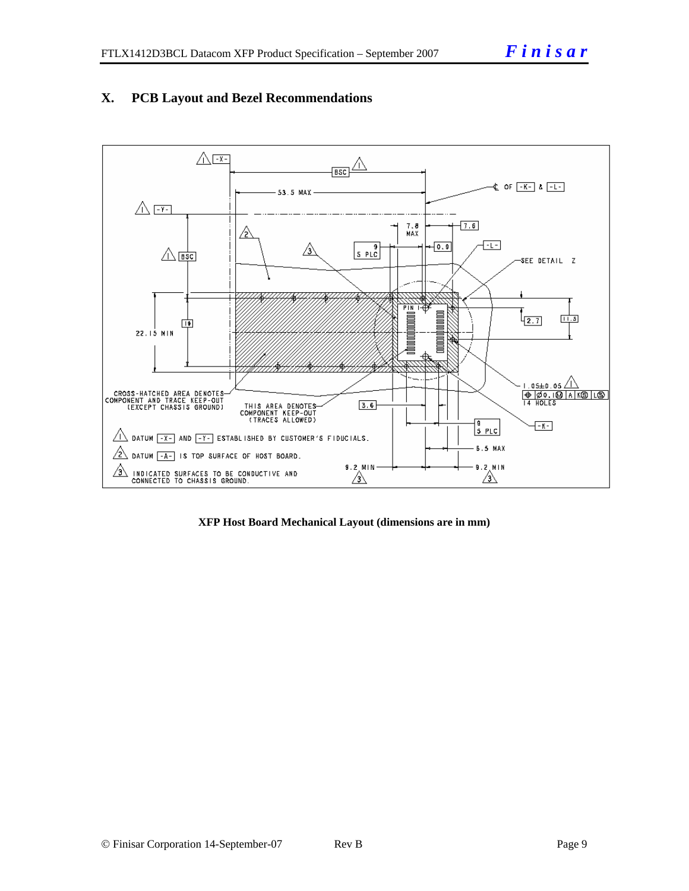## X. PCB Layout and Bezel Recommendations

**XFP Host Board Mechanical Layout (dimensions are in mm)**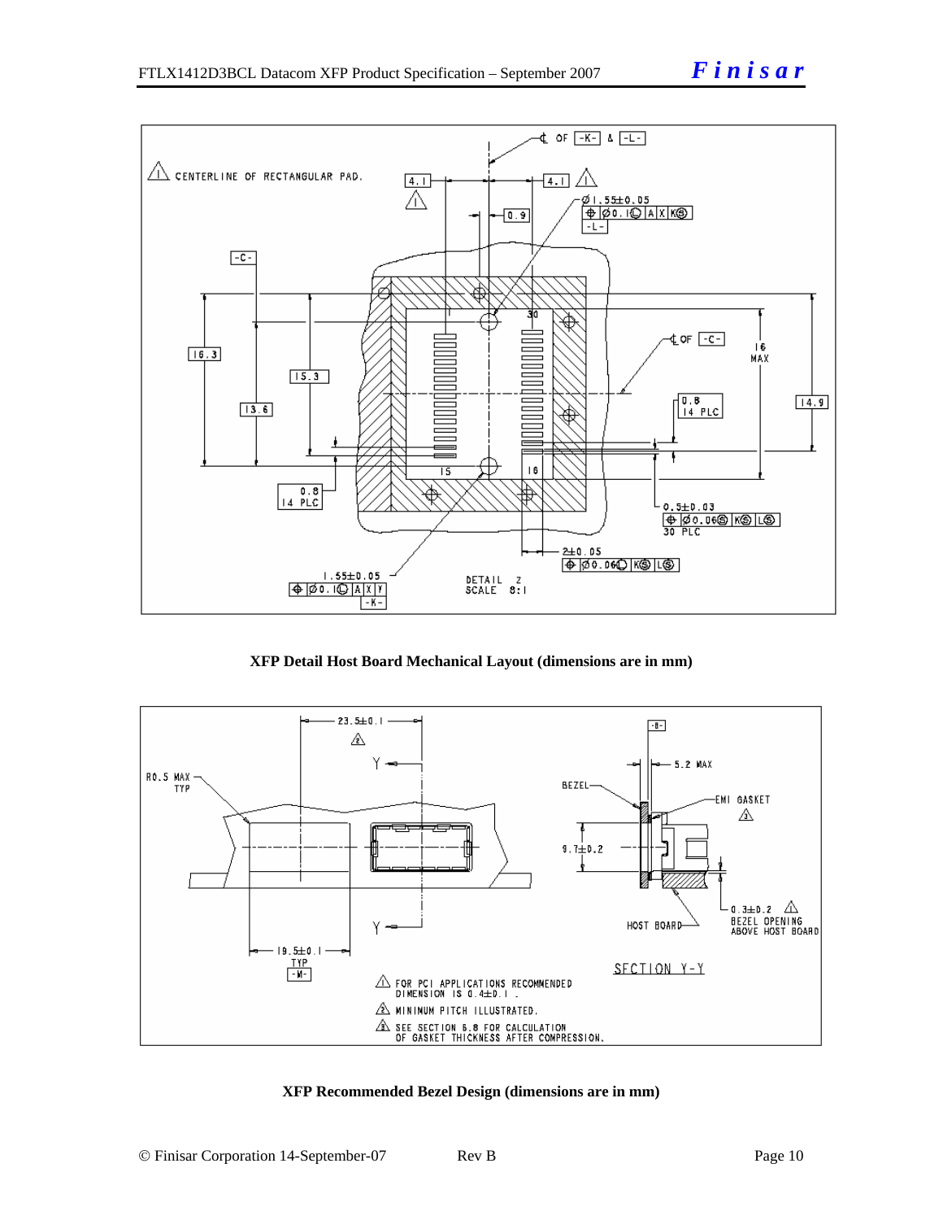**XFP Detail Host Board Mechanical Layout (dimensions are in mm)**

**XFP Recommended Bezel Design (dimensions are in mm)**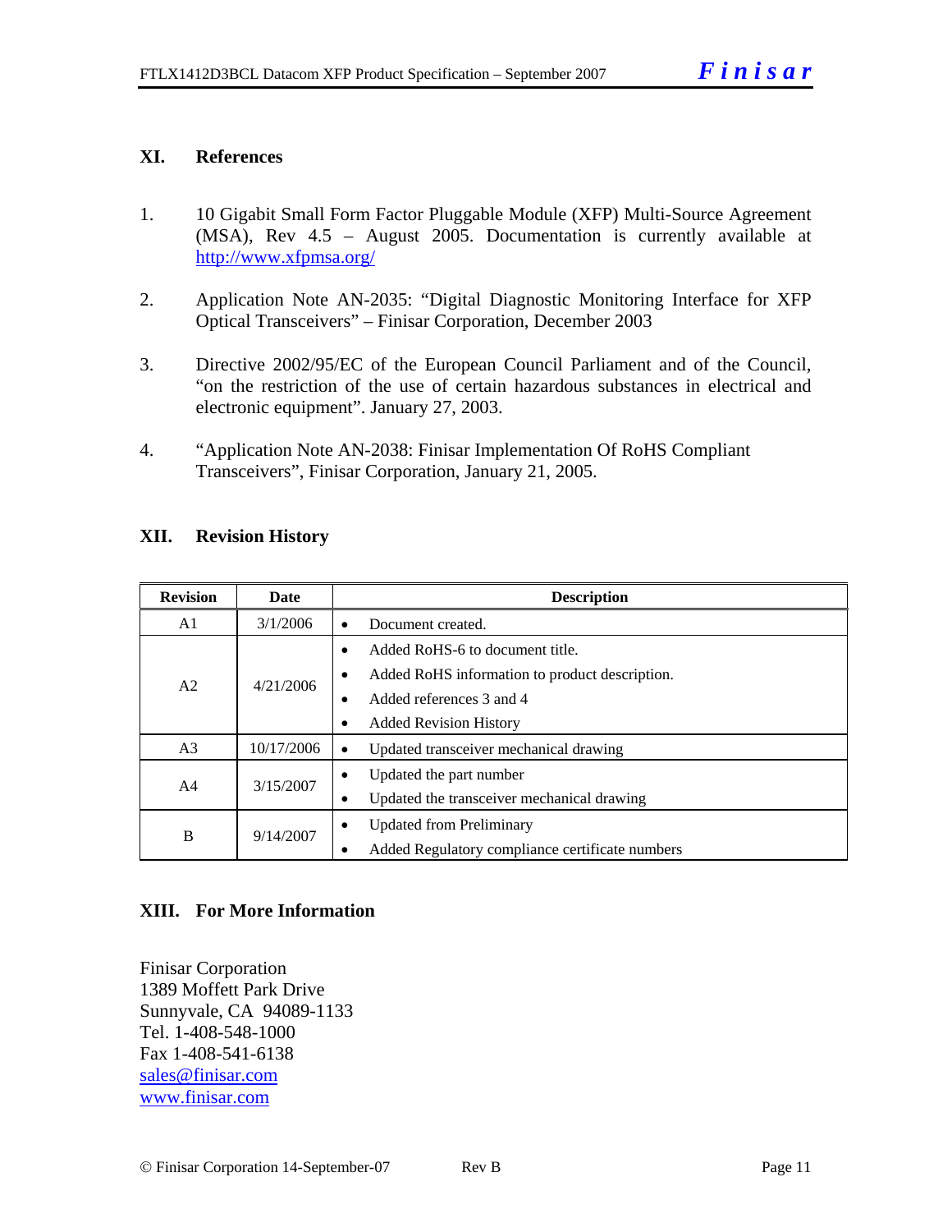## XI. References

1. 10 Gigabit Small Form Factor Pluggable Module (XFP) Multi-Source Agreement (MSA), Rev 4.5 – August 2005. Documentation is currently available at http://www.xfpmsa.org/

2. Application Note AN-2035: "Digital Diagnostic Monitoring Interface for XFP Optical Transceivers" – Finisar Corporation, December 2003

3. Directive 2002/95/EC of the European Council Parliament and of the Council, "on the restriction of the use of certain hazardous substances in electrical and electronic equipment". January 27, 2003.

4. "Application Note AN-2038: Finisar Implementation Of RoHS Compliant Transceivers", Finisar Corporation, January 21, 2005.

## XII. Revision History

| Revision | Date | Description |
|---|---|---|
| A1 | 3/1/2006 | • Document created. |
| A2 | 4/21/2006 | • Added RoHS-6 to document title.<br>• Added RoHS information to product description.<br>• Added references 3 and 4<br>• Added Revision History |
| A3 | 10/17/2006 | • Updated transceiver mechanical drawing |
| A4 | 3/15/2007 | • Updated the part number<br>• Updated the transceiver mechanical drawing |
| B | 9/14/2007 | • Updated from Preliminary<br>• Added Regulatory compliance certificate numbers |

## XIII. For More Information

Finisar Corporation
1389 Moffett Park Drive
Sunnyvale, CA 94089-1133
Tel. 1-408-548-1000
Fax 1-408-541-6138
sales@finisar.com
www.finisar.com